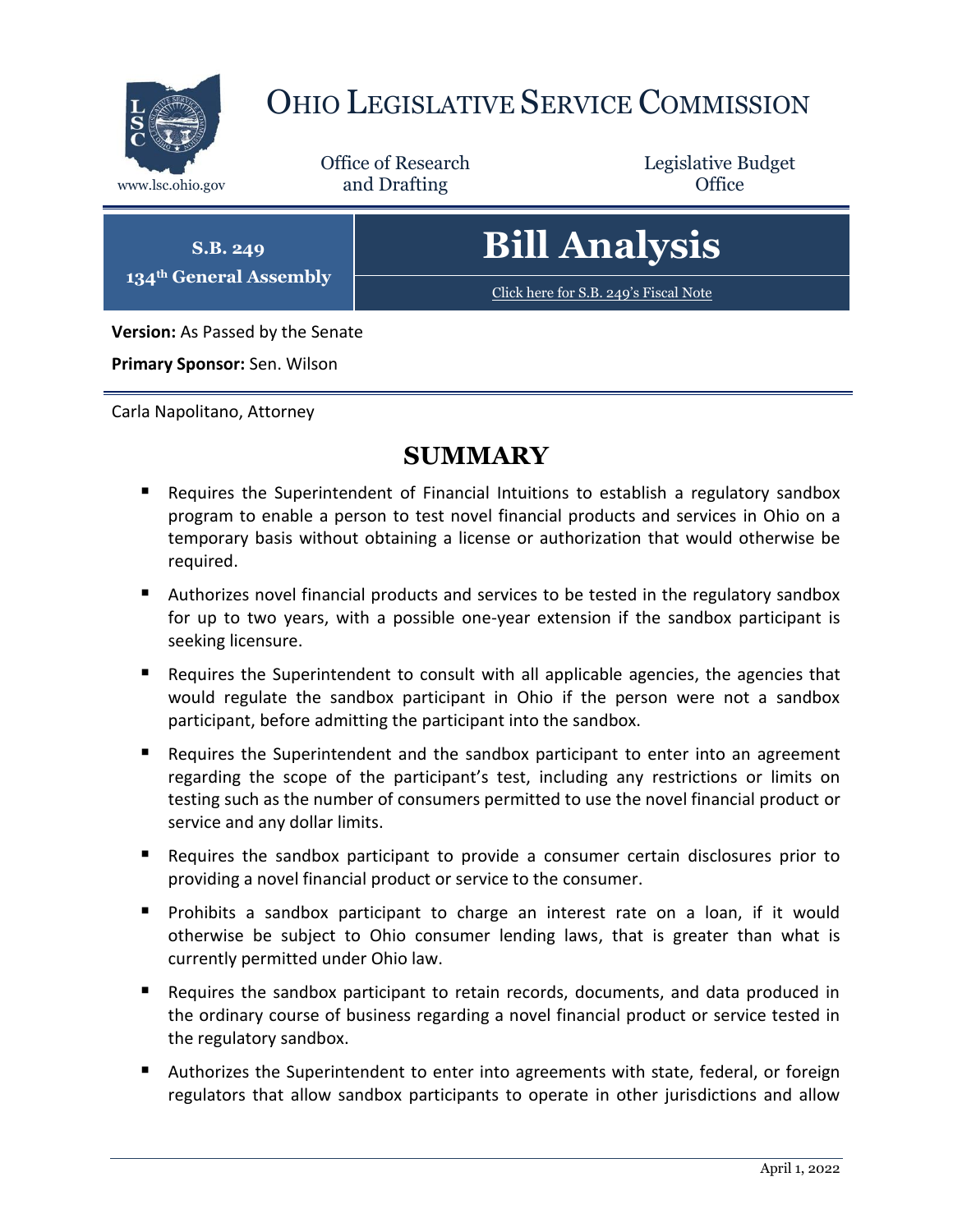# Ohio Legislative Service Commission

www.lsc.ohio.gov

Office of Research and Drafting

Legislative Budget Office

**S.B. 249**
**134th General Assembly**

# Bill Analysis

Click here for S.B. 249's Fiscal Note

**Version:** As Passed by the Senate

**Primary Sponsor:** Sen. Wilson

Carla Napolitano, Attorney

## SUMMARY

- Requires the Superintendent of Financial Intuitions to establish a regulatory sandbox program to enable a person to test novel financial products and services in Ohio on a temporary basis without obtaining a license or authorization that would otherwise be required.
- Authorizes novel financial products and services to be tested in the regulatory sandbox for up to two years, with a possible one-year extension if the sandbox participant is seeking licensure.
- Requires the Superintendent to consult with all applicable agencies, the agencies that would regulate the sandbox participant in Ohio if the person were not a sandbox participant, before admitting the participant into the sandbox.
- Requires the Superintendent and the sandbox participant to enter into an agreement regarding the scope of the participant's test, including any restrictions or limits on testing such as the number of consumers permitted to use the novel financial product or service and any dollar limits.
- Requires the sandbox participant to provide a consumer certain disclosures prior to providing a novel financial product or service to the consumer.
- Prohibits a sandbox participant to charge an interest rate on a loan, if it would otherwise be subject to Ohio consumer lending laws, that is greater than what is currently permitted under Ohio law.
- Requires the sandbox participant to retain records, documents, and data produced in the ordinary course of business regarding a novel financial product or service tested in the regulatory sandbox.
- Authorizes the Superintendent to enter into agreements with state, federal, or foreign regulators that allow sandbox participants to operate in other jurisdictions and allow

April 1, 2022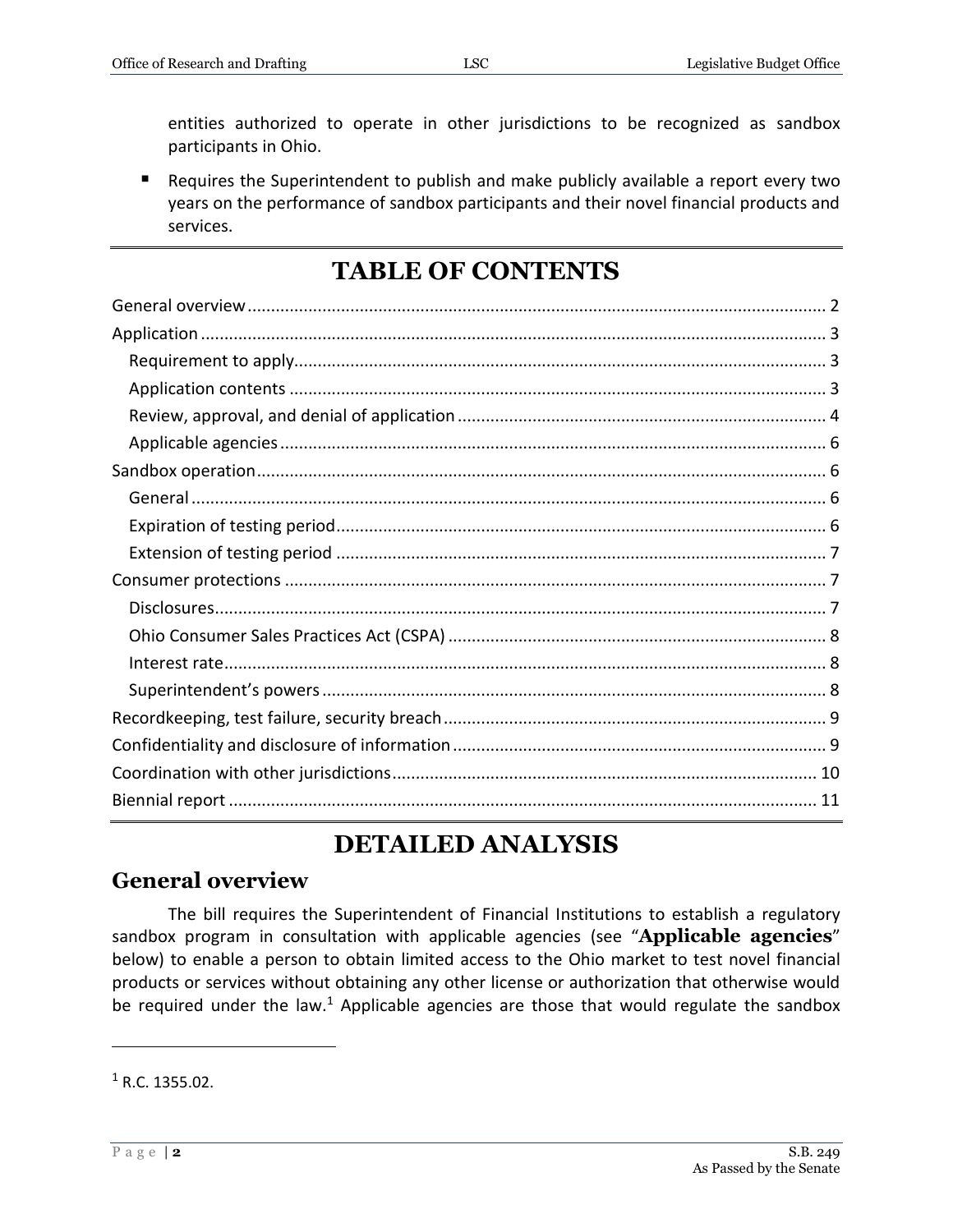entities authorized to operate in other jurisdictions to be recognized as sandbox participants in Ohio.

- Requires the Superintendent to publish and make publicly available a report every two years on the performance of sandbox participants and their novel financial products and services.

# TABLE OF CONTENTS

General overview ..... 2
Application ..... 3
  Requirement to apply ..... 3
  Application contents ..... 3
  Review, approval, and denial of application ..... 4
  Applicable agencies ..... 6
Sandbox operation ..... 6
  General ..... 6
  Expiration of testing period ..... 6
  Extension of testing period ..... 7
Consumer protections ..... 7
  Disclosures ..... 7
  Ohio Consumer Sales Practices Act (CSPA) ..... 8
  Interest rate ..... 8
  Superintendent's powers ..... 8
Recordkeeping, test failure, security breach ..... 9
Confidentiality and disclosure of information ..... 9
Coordination with other jurisdictions ..... 10
Biennial report ..... 11

# DETAILED ANALYSIS

## General overview

The bill requires the Superintendent of Financial Institutions to establish a regulatory sandbox program in consultation with applicable agencies (see "**Applicable agencies**" below) to enable a person to obtain limited access to the Ohio market to test novel financial products or services without obtaining any other license or authorization that otherwise would be required under the law.[1] Applicable agencies are those that would regulate the sandbox

[1] R.C. 1355.02.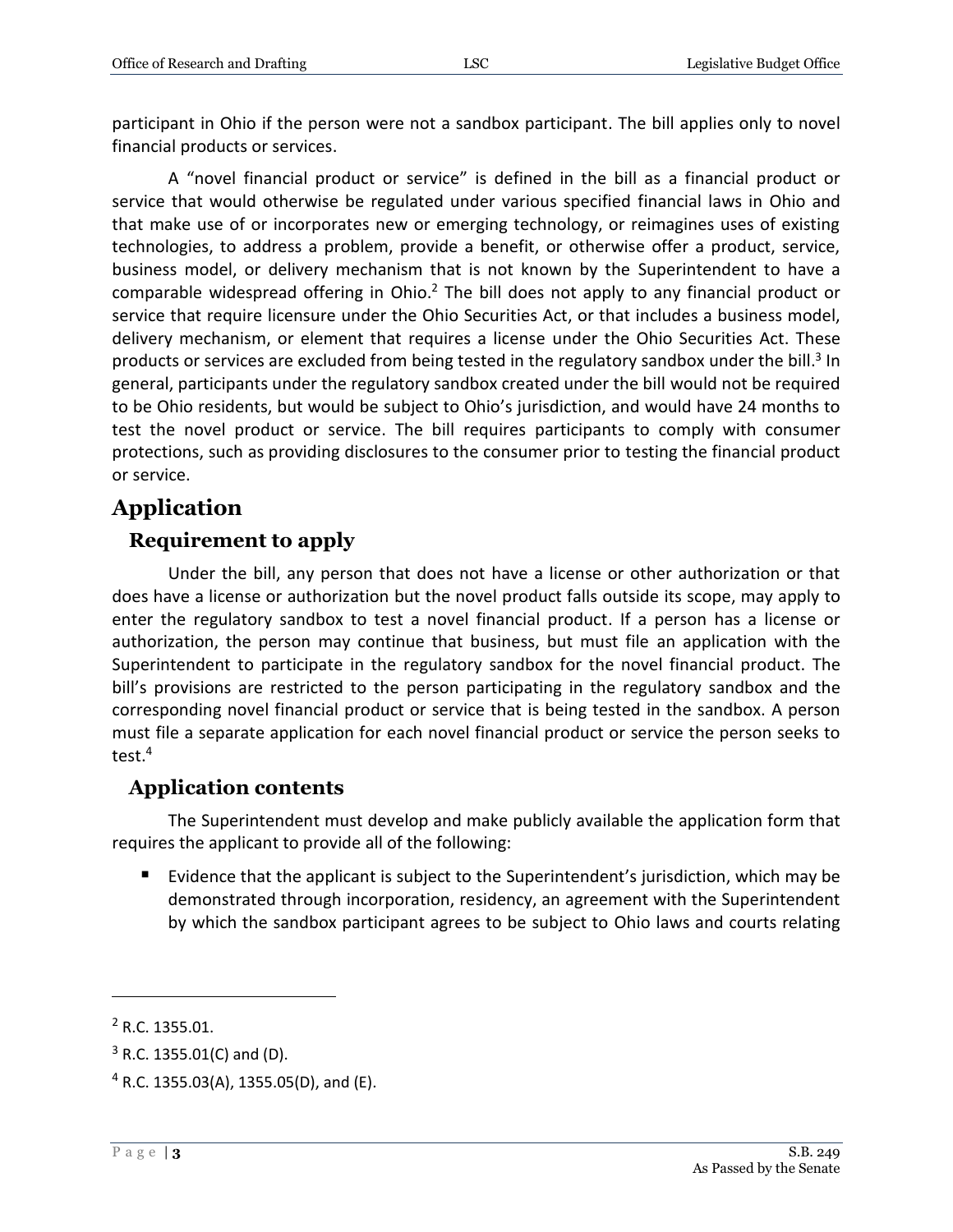participant in Ohio if the person were not a sandbox participant. The bill applies only to novel financial products or services.

A "novel financial product or service" is defined in the bill as a financial product or service that would otherwise be regulated under various specified financial laws in Ohio and that make use of or incorporates new or emerging technology, or reimagines uses of existing technologies, to address a problem, provide a benefit, or otherwise offer a product, service, business model, or delivery mechanism that is not known by the Superintendent to have a comparable widespread offering in Ohio.[2] The bill does not apply to any financial product or service that require licensure under the Ohio Securities Act, or that includes a business model, delivery mechanism, or element that requires a license under the Ohio Securities Act. These products or services are excluded from being tested in the regulatory sandbox under the bill.[3] In general, participants under the regulatory sandbox created under the bill would not be required to be Ohio residents, but would be subject to Ohio's jurisdiction, and would have 24 months to test the novel product or service. The bill requires participants to comply with consumer protections, such as providing disclosures to the consumer prior to testing the financial product or service.

# Application

## Requirement to apply

Under the bill, any person that does not have a license or other authorization or that does have a license or authorization but the novel product falls outside its scope, may apply to enter the regulatory sandbox to test a novel financial product. If a person has a license or authorization, the person may continue that business, but must file an application with the Superintendent to participate in the regulatory sandbox for the novel financial product. The bill's provisions are restricted to the person participating in the regulatory sandbox and the corresponding novel financial product or service that is being tested in the sandbox. A person must file a separate application for each novel financial product or service the person seeks to test.[4]

## Application contents

The Superintendent must develop and make publicly available the application form that requires the applicant to provide all of the following:

- Evidence that the applicant is subject to the Superintendent's jurisdiction, which may be demonstrated through incorporation, residency, an agreement with the Superintendent by which the sandbox participant agrees to be subject to Ohio laws and courts relating

---

[2] R.C. 1355.01.

[3] R.C. 1355.01(C) and (D).

[4] R.C. 1355.03(A), 1355.05(D), and (E).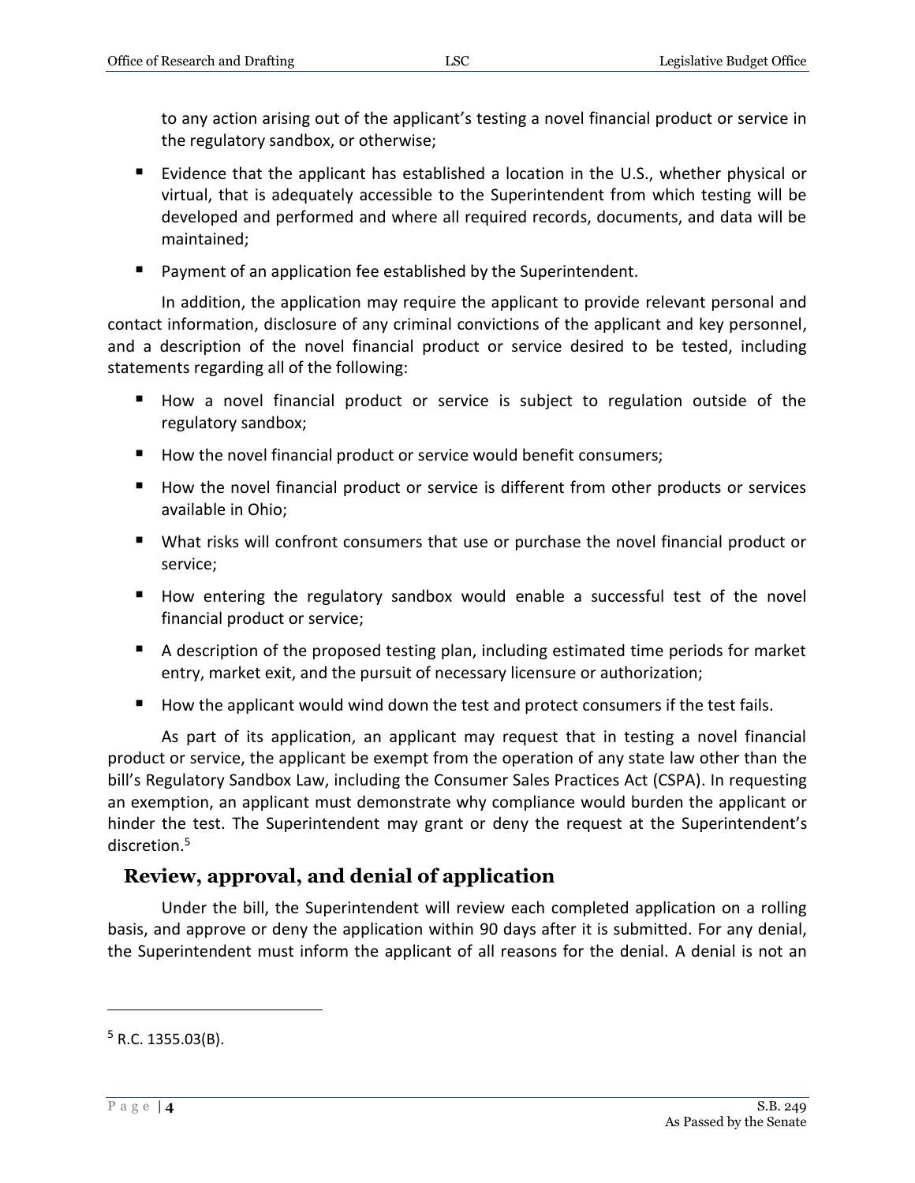to any action arising out of the applicant's testing a novel financial product or service in the regulatory sandbox, or otherwise;

- Evidence that the applicant has established a location in the U.S., whether physical or virtual, that is adequately accessible to the Superintendent from which testing will be developed and performed and where all required records, documents, and data will be maintained;
- Payment of an application fee established by the Superintendent.

In addition, the application may require the applicant to provide relevant personal and contact information, disclosure of any criminal convictions of the applicant and key personnel, and a description of the novel financial product or service desired to be tested, including statements regarding all of the following:

- How a novel financial product or service is subject to regulation outside of the regulatory sandbox;
- How the novel financial product or service would benefit consumers;
- How the novel financial product or service is different from other products or services available in Ohio;
- What risks will confront consumers that use or purchase the novel financial product or service;
- How entering the regulatory sandbox would enable a successful test of the novel financial product or service;
- A description of the proposed testing plan, including estimated time periods for market entry, market exit, and the pursuit of necessary licensure or authorization;
- How the applicant would wind down the test and protect consumers if the test fails.

As part of its application, an applicant may request that in testing a novel financial product or service, the applicant be exempt from the operation of any state law other than the bill's Regulatory Sandbox Law, including the Consumer Sales Practices Act (CSPA). In requesting an exemption, an applicant must demonstrate why compliance would burden the applicant or hinder the test. The Superintendent may grant or deny the request at the Superintendent's discretion.[5]

## Review, approval, and denial of application

Under the bill, the Superintendent will review each completed application on a rolling basis, and approve or deny the application within 90 days after it is submitted. For any denial, the Superintendent must inform the applicant of all reasons for the denial. A denial is not an

---

[5] R.C. 1355.03(B).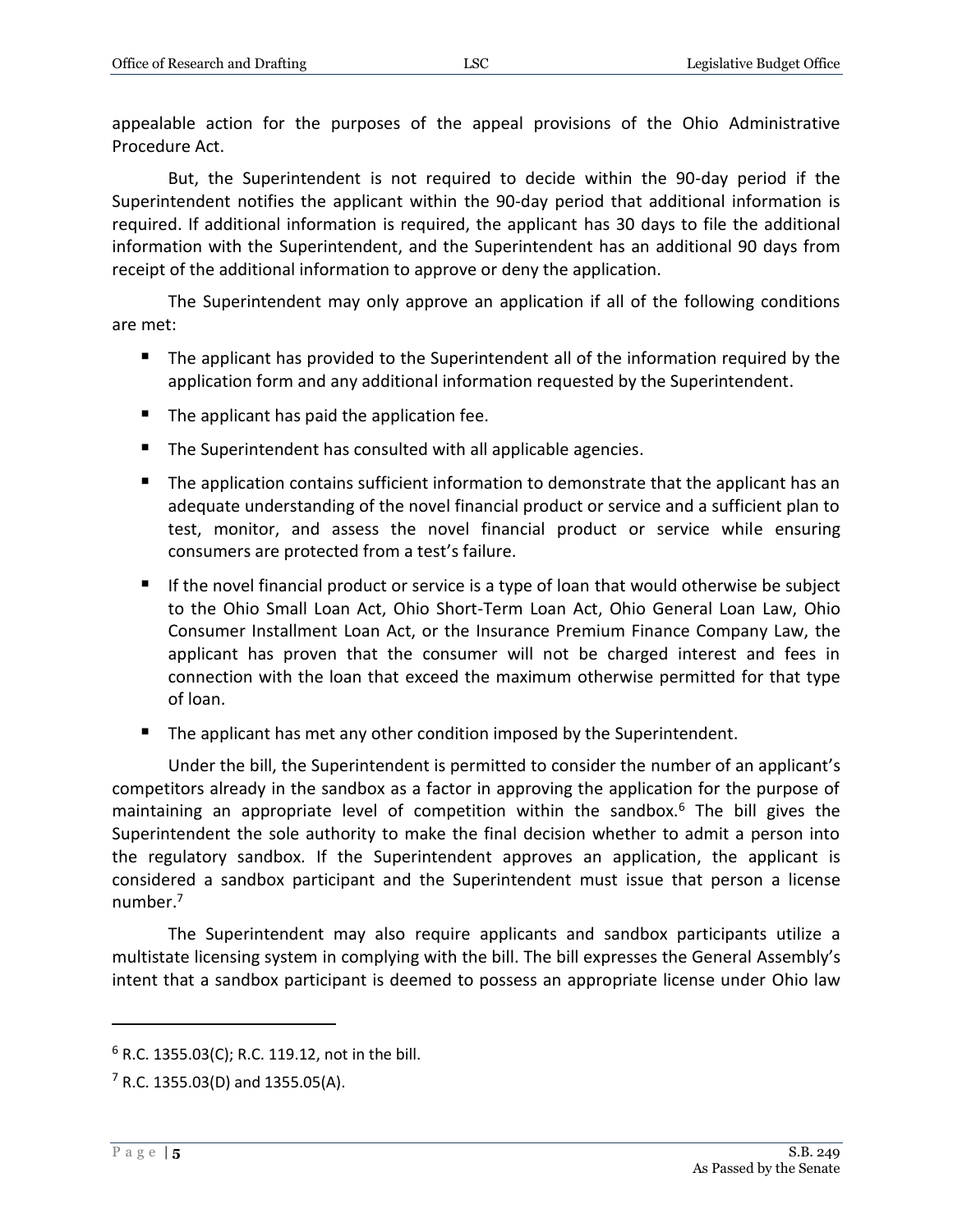appealable action for the purposes of the appeal provisions of the Ohio Administrative Procedure Act.

But, the Superintendent is not required to decide within the 90-day period if the Superintendent notifies the applicant within the 90-day period that additional information is required. If additional information is required, the applicant has 30 days to file the additional information with the Superintendent, and the Superintendent has an additional 90 days from receipt of the additional information to approve or deny the application.

The Superintendent may only approve an application if all of the following conditions are met:

- The applicant has provided to the Superintendent all of the information required by the application form and any additional information requested by the Superintendent.
- The applicant has paid the application fee.
- The Superintendent has consulted with all applicable agencies.
- The application contains sufficient information to demonstrate that the applicant has an adequate understanding of the novel financial product or service and a sufficient plan to test, monitor, and assess the novel financial product or service while ensuring consumers are protected from a test's failure.
- If the novel financial product or service is a type of loan that would otherwise be subject to the Ohio Small Loan Act, Ohio Short-Term Loan Act, Ohio General Loan Law, Ohio Consumer Installment Loan Act, or the Insurance Premium Finance Company Law, the applicant has proven that the consumer will not be charged interest and fees in connection with the loan that exceed the maximum otherwise permitted for that type of loan.
- The applicant has met any other condition imposed by the Superintendent.

Under the bill, the Superintendent is permitted to consider the number of an applicant's competitors already in the sandbox as a factor in approving the application for the purpose of maintaining an appropriate level of competition within the sandbox.[6] The bill gives the Superintendent the sole authority to make the final decision whether to admit a person into the regulatory sandbox. If the Superintendent approves an application, the applicant is considered a sandbox participant and the Superintendent must issue that person a license number.[7]

The Superintendent may also require applicants and sandbox participants utilize a multistate licensing system in complying with the bill. The bill expresses the General Assembly's intent that a sandbox participant is deemed to possess an appropriate license under Ohio law

---

[6] R.C. 1355.03(C); R.C. 119.12, not in the bill.

[7] R.C. 1355.03(D) and 1355.05(A).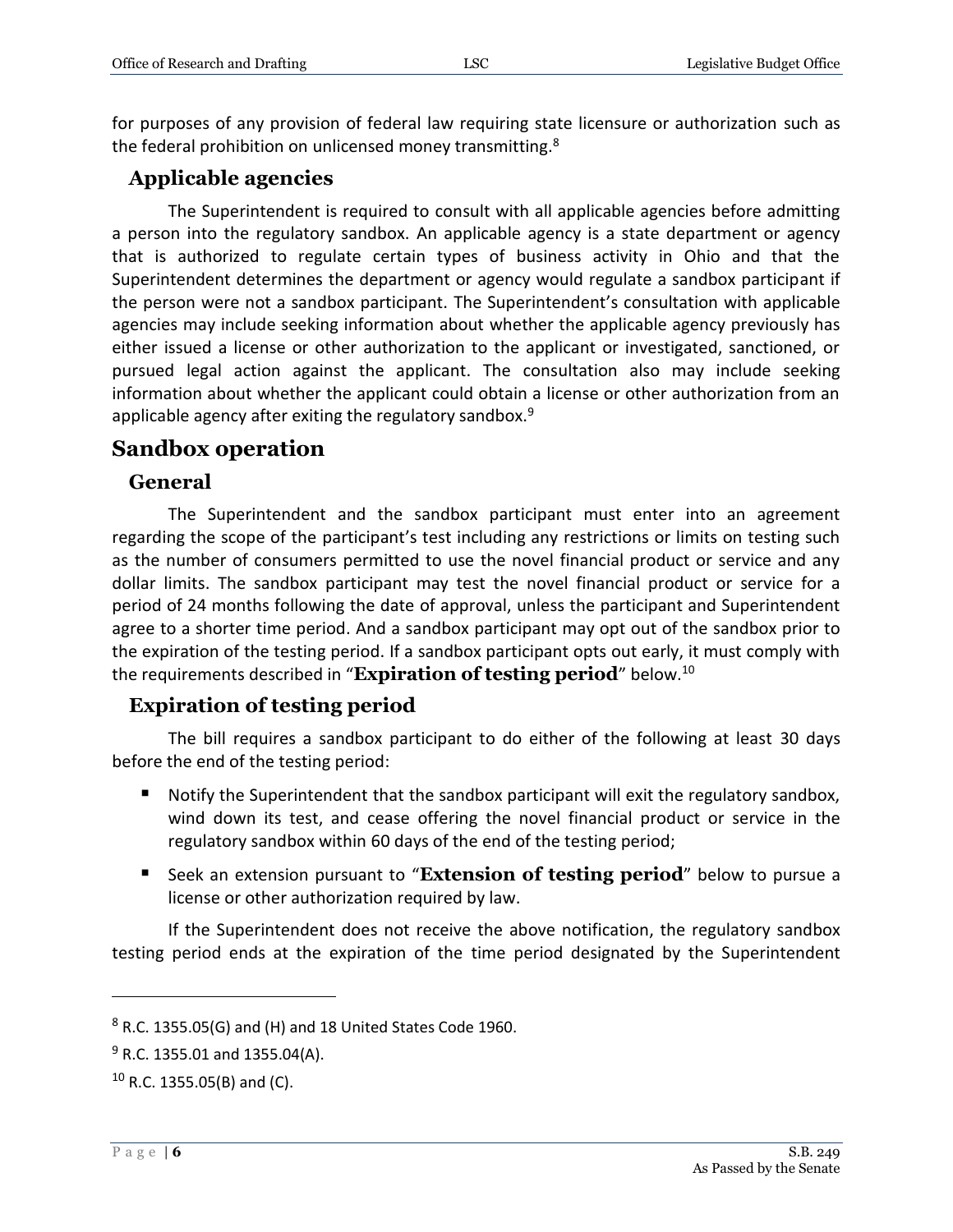for purposes of any provision of federal law requiring state licensure or authorization such as the federal prohibition on unlicensed money transmitting.[8]

### Applicable agencies

The Superintendent is required to consult with all applicable agencies before admitting a person into the regulatory sandbox. An applicable agency is a state department or agency that is authorized to regulate certain types of business activity in Ohio and that the Superintendent determines the department or agency would regulate a sandbox participant if the person were not a sandbox participant. The Superintendent's consultation with applicable agencies may include seeking information about whether the applicable agency previously has either issued a license or other authorization to the applicant or investigated, sanctioned, or pursued legal action against the applicant. The consultation also may include seeking information about whether the applicant could obtain a license or other authorization from an applicable agency after exiting the regulatory sandbox.[9]

## Sandbox operation

### General

The Superintendent and the sandbox participant must enter into an agreement regarding the scope of the participant's test including any restrictions or limits on testing such as the number of consumers permitted to use the novel financial product or service and any dollar limits. The sandbox participant may test the novel financial product or service for a period of 24 months following the date of approval, unless the participant and Superintendent agree to a shorter time period. And a sandbox participant may opt out of the sandbox prior to the expiration of the testing period. If a sandbox participant opts out early, it must comply with the requirements described in "**Expiration of testing period**" below.[10]

### Expiration of testing period

The bill requires a sandbox participant to do either of the following at least 30 days before the end of the testing period:

- Notify the Superintendent that the sandbox participant will exit the regulatory sandbox, wind down its test, and cease offering the novel financial product or service in the regulatory sandbox within 60 days of the end of the testing period;
- Seek an extension pursuant to "**Extension of testing period**" below to pursue a license or other authorization required by law.

If the Superintendent does not receive the above notification, the regulatory sandbox testing period ends at the expiration of the time period designated by the Superintendent

---

[8] R.C. 1355.05(G) and (H) and 18 United States Code 1960.

[9] R.C. 1355.01 and 1355.04(A).

[10] R.C. 1355.05(B) and (C).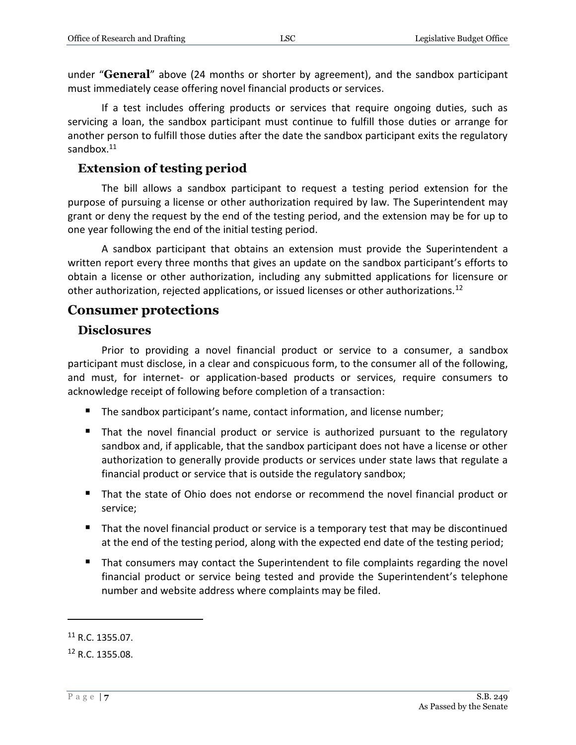under "**General**" above (24 months or shorter by agreement), and the sandbox participant must immediately cease offering novel financial products or services.

If a test includes offering products or services that require ongoing duties, such as servicing a loan, the sandbox participant must continue to fulfill those duties or arrange for another person to fulfill those duties after the date the sandbox participant exits the regulatory sandbox.[11]

### Extension of testing period

The bill allows a sandbox participant to request a testing period extension for the purpose of pursuing a license or other authorization required by law. The Superintendent may grant or deny the request by the end of the testing period, and the extension may be for up to one year following the end of the initial testing period.

A sandbox participant that obtains an extension must provide the Superintendent a written report every three months that gives an update on the sandbox participant's efforts to obtain a license or other authorization, including any submitted applications for licensure or other authorization, rejected applications, or issued licenses or other authorizations.[12]

## Consumer protections

### Disclosures

Prior to providing a novel financial product or service to a consumer, a sandbox participant must disclose, in a clear and conspicuous form, to the consumer all of the following, and must, for internet- or application-based products or services, require consumers to acknowledge receipt of following before completion of a transaction:

- The sandbox participant's name, contact information, and license number;
- That the novel financial product or service is authorized pursuant to the regulatory sandbox and, if applicable, that the sandbox participant does not have a license or other authorization to generally provide products or services under state laws that regulate a financial product or service that is outside the regulatory sandbox;
- That the state of Ohio does not endorse or recommend the novel financial product or service;
- That the novel financial product or service is a temporary test that may be discontinued at the end of the testing period, along with the expected end date of the testing period;
- That consumers may contact the Superintendent to file complaints regarding the novel financial product or service being tested and provide the Superintendent's telephone number and website address where complaints may be filed.

---

[11] R.C. 1355.07.

[12] R.C. 1355.08.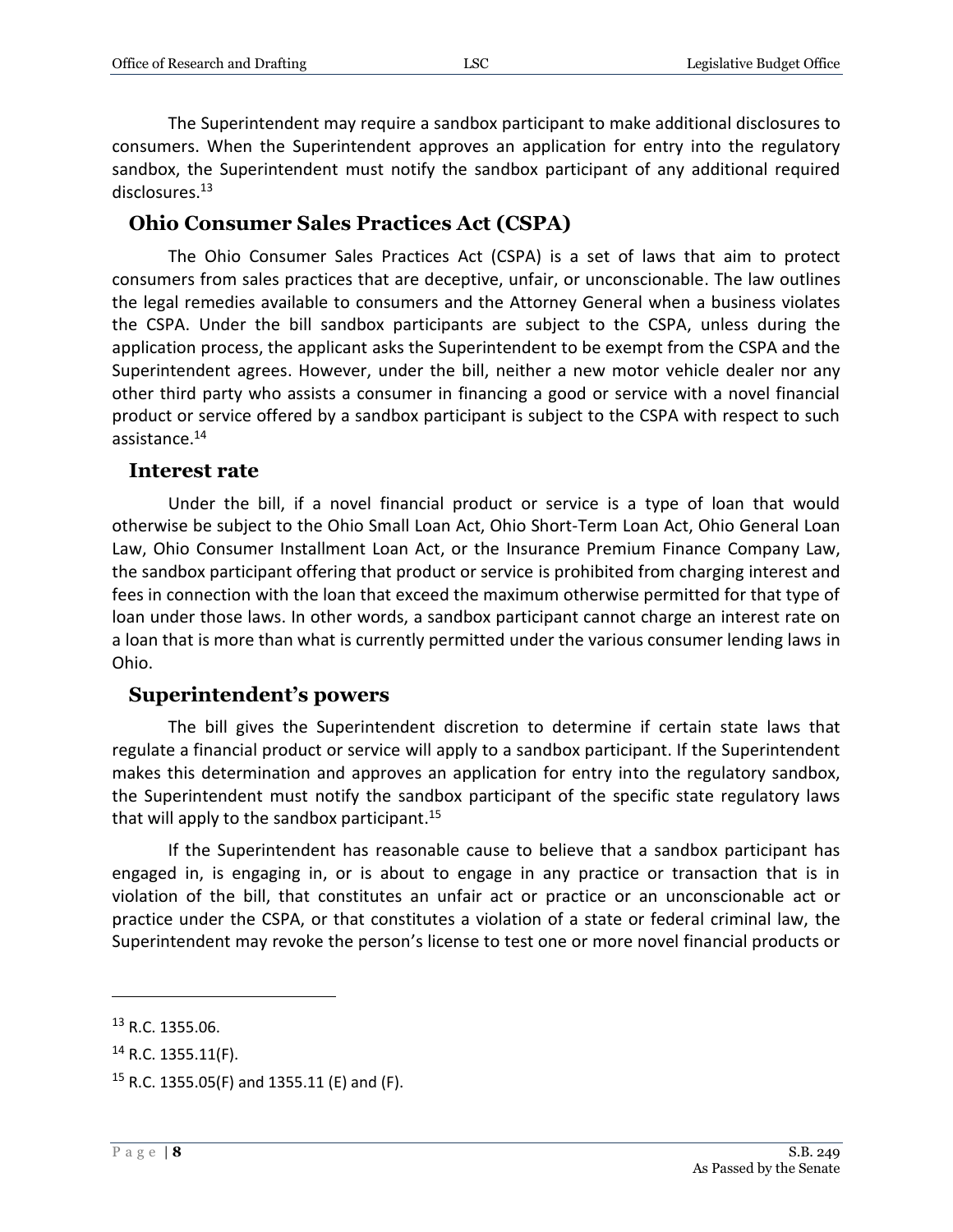The Superintendent may require a sandbox participant to make additional disclosures to consumers. When the Superintendent approves an application for entry into the regulatory sandbox, the Superintendent must notify the sandbox participant of any additional required disclosures.[13]

## Ohio Consumer Sales Practices Act (CSPA)

The Ohio Consumer Sales Practices Act (CSPA) is a set of laws that aim to protect consumers from sales practices that are deceptive, unfair, or unconscionable. The law outlines the legal remedies available to consumers and the Attorney General when a business violates the CSPA. Under the bill sandbox participants are subject to the CSPA, unless during the application process, the applicant asks the Superintendent to be exempt from the CSPA and the Superintendent agrees. However, under the bill, neither a new motor vehicle dealer nor any other third party who assists a consumer in financing a good or service with a novel financial product or service offered by a sandbox participant is subject to the CSPA with respect to such assistance.[14]

## Interest rate

Under the bill, if a novel financial product or service is a type of loan that would otherwise be subject to the Ohio Small Loan Act, Ohio Short-Term Loan Act, Ohio General Loan Law, Ohio Consumer Installment Loan Act, or the Insurance Premium Finance Company Law, the sandbox participant offering that product or service is prohibited from charging interest and fees in connection with the loan that exceed the maximum otherwise permitted for that type of loan under those laws. In other words, a sandbox participant cannot charge an interest rate on a loan that is more than what is currently permitted under the various consumer lending laws in Ohio.

## Superintendent's powers

The bill gives the Superintendent discretion to determine if certain state laws that regulate a financial product or service will apply to a sandbox participant. If the Superintendent makes this determination and approves an application for entry into the regulatory sandbox, the Superintendent must notify the sandbox participant of the specific state regulatory laws that will apply to the sandbox participant.[15]

If the Superintendent has reasonable cause to believe that a sandbox participant has engaged in, is engaging in, or is about to engage in any practice or transaction that is in violation of the bill, that constitutes an unfair act or practice or an unconscionable act or practice under the CSPA, or that constitutes a violation of a state or federal criminal law, the Superintendent may revoke the person's license to test one or more novel financial products or

---

[13] R.C. 1355.06.

[14] R.C. 1355.11(F).

[15] R.C. 1355.05(F) and 1355.11 (E) and (F).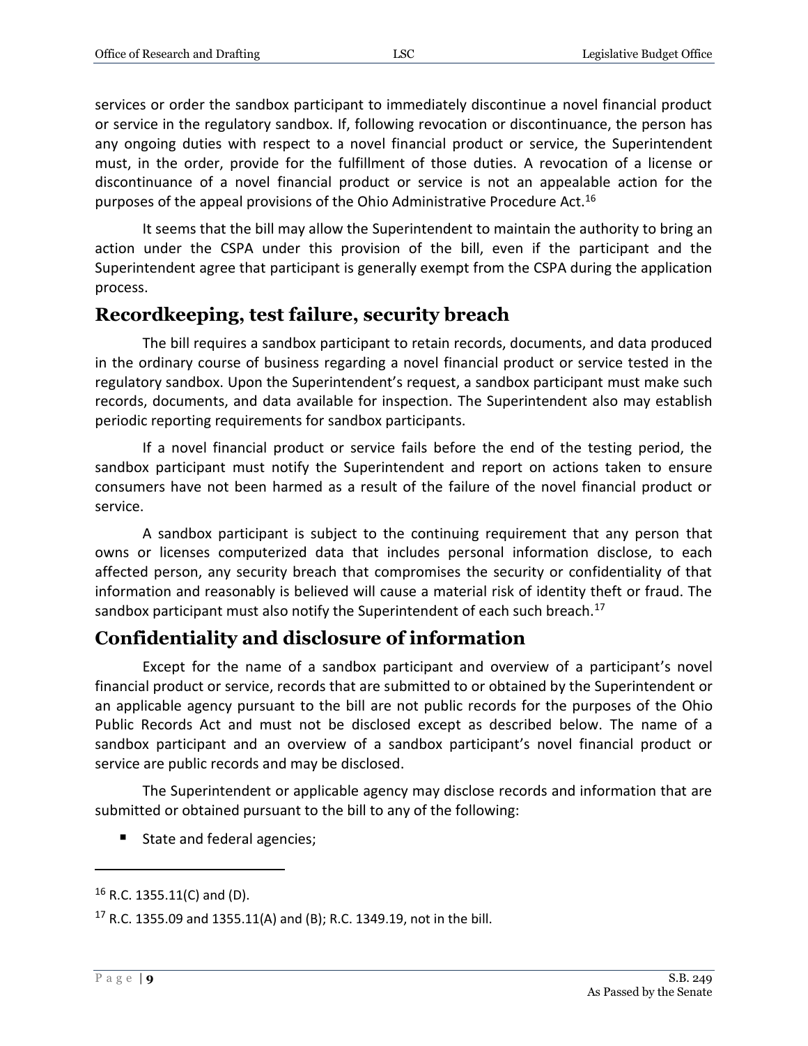services or order the sandbox participant to immediately discontinue a novel financial product or service in the regulatory sandbox. If, following revocation or discontinuance, the person has any ongoing duties with respect to a novel financial product or service, the Superintendent must, in the order, provide for the fulfillment of those duties. A revocation of a license or discontinuance of a novel financial product or service is not an appealable action for the purposes of the appeal provisions of the Ohio Administrative Procedure Act.[16]

It seems that the bill may allow the Superintendent to maintain the authority to bring an action under the CSPA under this provision of the bill, even if the participant and the Superintendent agree that participant is generally exempt from the CSPA during the application process.

## Recordkeeping, test failure, security breach

The bill requires a sandbox participant to retain records, documents, and data produced in the ordinary course of business regarding a novel financial product or service tested in the regulatory sandbox. Upon the Superintendent's request, a sandbox participant must make such records, documents, and data available for inspection. The Superintendent also may establish periodic reporting requirements for sandbox participants.

If a novel financial product or service fails before the end of the testing period, the sandbox participant must notify the Superintendent and report on actions taken to ensure consumers have not been harmed as a result of the failure of the novel financial product or service.

A sandbox participant is subject to the continuing requirement that any person that owns or licenses computerized data that includes personal information disclose, to each affected person, any security breach that compromises the security or confidentiality of that information and reasonably is believed will cause a material risk of identity theft or fraud. The sandbox participant must also notify the Superintendent of each such breach.[17]

## Confidentiality and disclosure of information

Except for the name of a sandbox participant and overview of a participant's novel financial product or service, records that are submitted to or obtained by the Superintendent or an applicable agency pursuant to the bill are not public records for the purposes of the Ohio Public Records Act and must not be disclosed except as described below. The name of a sandbox participant and an overview of a sandbox participant's novel financial product or service are public records and may be disclosed.

The Superintendent or applicable agency may disclose records and information that are submitted or obtained pursuant to the bill to any of the following:

- State and federal agencies;

---

[16] R.C. 1355.11(C) and (D).

[17] R.C. 1355.09 and 1355.11(A) and (B); R.C. 1349.19, not in the bill.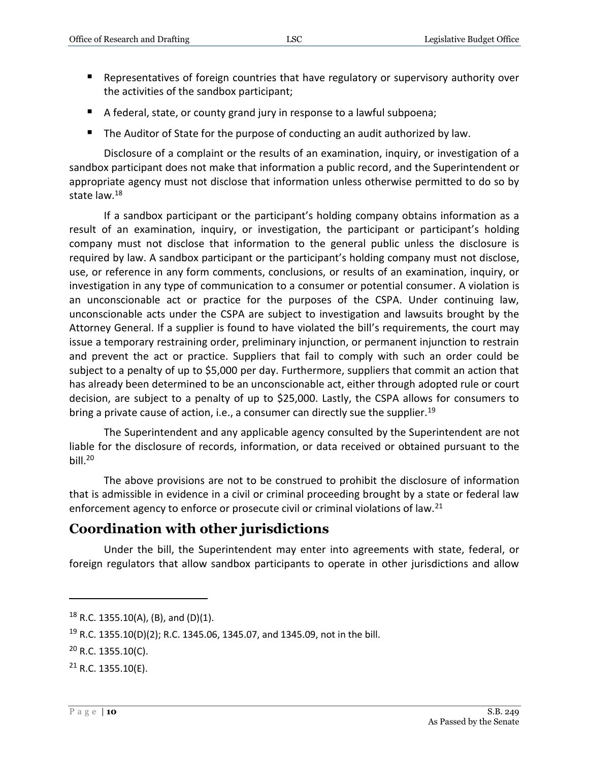- Representatives of foreign countries that have regulatory or supervisory authority over the activities of the sandbox participant;
- A federal, state, or county grand jury in response to a lawful subpoena;
- The Auditor of State for the purpose of conducting an audit authorized by law.

Disclosure of a complaint or the results of an examination, inquiry, or investigation of a sandbox participant does not make that information a public record, and the Superintendent or appropriate agency must not disclose that information unless otherwise permitted to do so by state law.[18]

If a sandbox participant or the participant's holding company obtains information as a result of an examination, inquiry, or investigation, the participant or participant's holding company must not disclose that information to the general public unless the disclosure is required by law. A sandbox participant or the participant's holding company must not disclose, use, or reference in any form comments, conclusions, or results of an examination, inquiry, or investigation in any type of communication to a consumer or potential consumer. A violation is an unconscionable act or practice for the purposes of the CSPA. Under continuing law, unconscionable acts under the CSPA are subject to investigation and lawsuits brought by the Attorney General. If a supplier is found to have violated the bill's requirements, the court may issue a temporary restraining order, preliminary injunction, or permanent injunction to restrain and prevent the act or practice. Suppliers that fail to comply with such an order could be subject to a penalty of up to $5,000 per day. Furthermore, suppliers that commit an action that has already been determined to be an unconscionable act, either through adopted rule or court decision, are subject to a penalty of up to $25,000. Lastly, the CSPA allows for consumers to bring a private cause of action, i.e., a consumer can directly sue the supplier.[19]

The Superintendent and any applicable agency consulted by the Superintendent are not liable for the disclosure of records, information, or data received or obtained pursuant to the bill.[20]

The above provisions are not to be construed to prohibit the disclosure of information that is admissible in evidence in a civil or criminal proceeding brought by a state or federal law enforcement agency to enforce or prosecute civil or criminal violations of law.[21]

## Coordination with other jurisdictions

Under the bill, the Superintendent may enter into agreements with state, federal, or foreign regulators that allow sandbox participants to operate in other jurisdictions and allow

---

[18] R.C. 1355.10(A), (B), and (D)(1).

[19] R.C. 1355.10(D)(2); R.C. 1345.06, 1345.07, and 1345.09, not in the bill.

[20] R.C. 1355.10(C).

[21] R.C. 1355.10(E).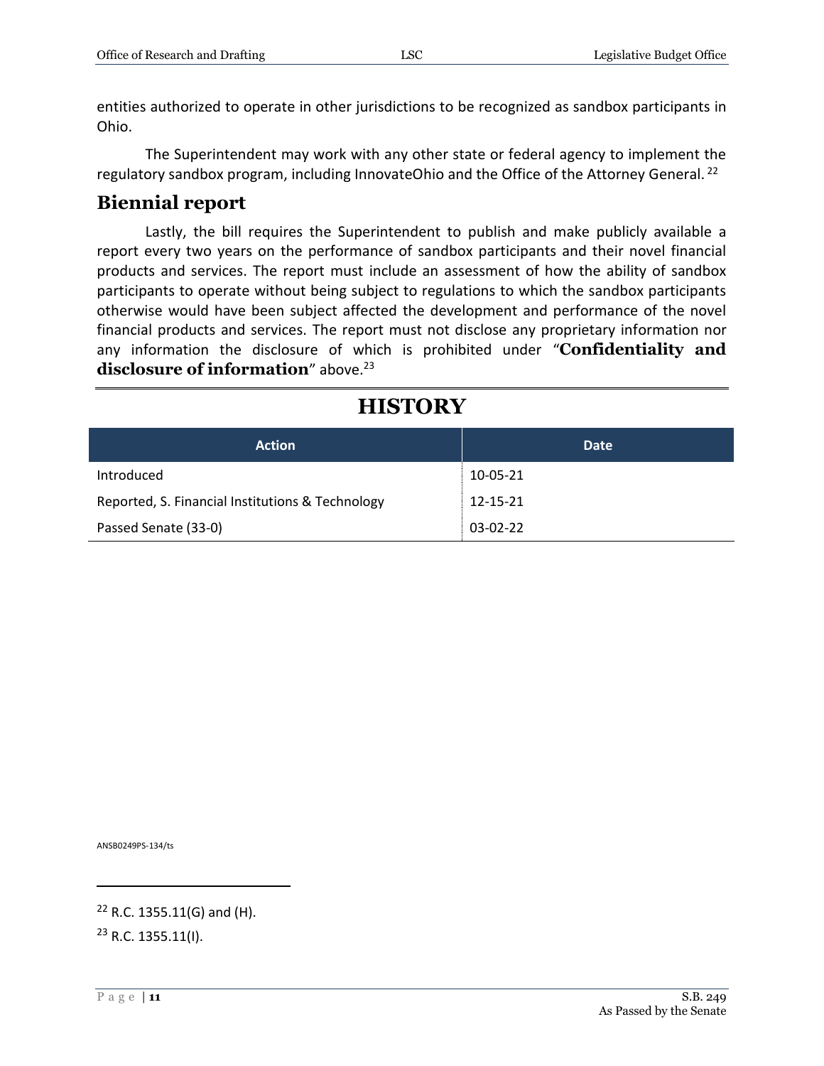entities authorized to operate in other jurisdictions to be recognized as sandbox participants in Ohio.

The Superintendent may work with any other state or federal agency to implement the regulatory sandbox program, including InnovateOhio and the Office of the Attorney General.[22]

## Biennial report

Lastly, the bill requires the Superintendent to publish and make publicly available a report every two years on the performance of sandbox participants and their novel financial products and services. The report must include an assessment of how the ability of sandbox participants to operate without being subject to regulations to which the sandbox participants otherwise would have been subject affected the development and performance of the novel financial products and services. The report must not disclose any proprietary information nor any information the disclosure of which is prohibited under "**Confidentiality and disclosure of information**" above.[23]

# HISTORY

| Action | Date |
|---|---|
| Introduced | 10-05-21 |
| Reported, S. Financial Institutions & Technology | 12-15-21 |
| Passed Senate (33-0) | 03-02-22 |

ANSB0249PS-134/ts

[22] R.C. 1355.11(G) and (H).

[23] R.C. 1355.11(I).